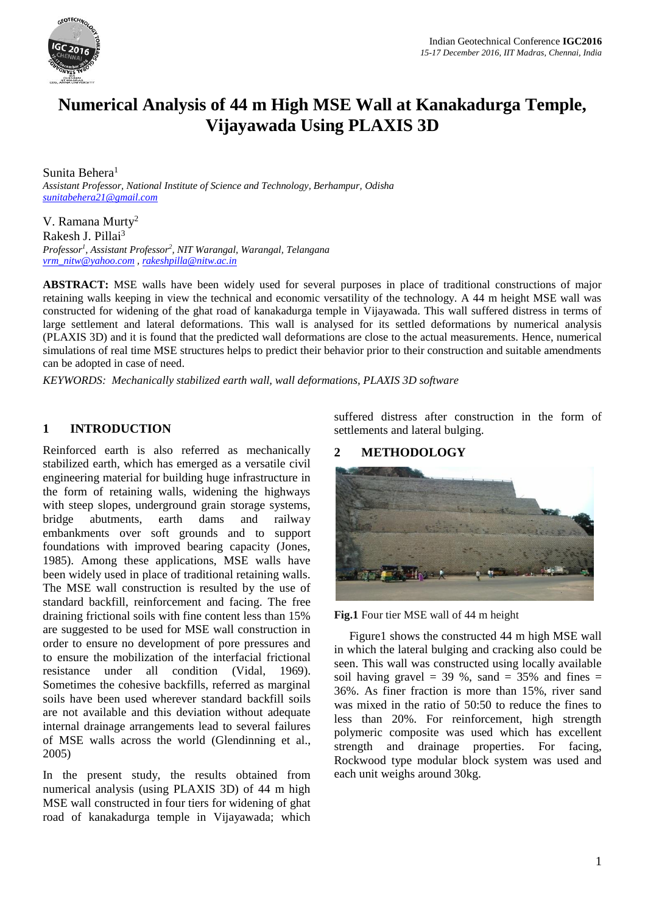# Numerical Analysis of 44 m High MSE Wall at Kanakadurga Temple, Vijayawada Using PLAXIS 3D

Sunita Behera[1]
*Assistant Professor, National Institute of Science and Technology, Berhampur, Odisha*
*sunitabehera21@gmail.com*

V. Ramana Murty[2]
Rakesh J. Pillai[3]
*Professor[1], Assistant Professor[2], NIT Warangal, Warangal, Telangana*
*vrm_nitw@yahoo.com , rakeshpilla@nitw.ac.in*

**ABSTRACT:** MSE walls have been widely used for several purposes in place of traditional constructions of major retaining walls keeping in view the technical and economic versatility of the technology. A 44 m height MSE wall was constructed for widening of the ghat road of kanakadurga temple in Vijayawada. This wall suffered distress in terms of large settlement and lateral deformations. This wall is analysed for its settled deformations by numerical analysis (PLAXIS 3D) and it is found that the predicted wall deformations are close to the actual measurements. Hence, numerical simulations of real time MSE structures helps to predict their behavior prior to their construction and suitable amendments can be adopted in case of need.

*KEYWORDS: Mechanically stabilized earth wall, wall deformations, PLAXIS 3D software*

## 1 INTRODUCTION

Reinforced earth is also referred as mechanically stabilized earth, which has emerged as a versatile civil engineering material for building huge infrastructure in the form of retaining walls, widening the highways with steep slopes, underground grain storage systems, bridge abutments, earth dams and railway embankments over soft grounds and to support foundations with improved bearing capacity (Jones, 1985). Among these applications, MSE walls have been widely used in place of traditional retaining walls. The MSE wall construction is resulted by the use of standard backfill, reinforcement and facing. The free draining frictional soils with fine content less than 15% are suggested to be used for MSE wall construction in order to ensure no development of pore pressures and to ensure the mobilization of the interfacial frictional resistance under all condition (Vidal, 1969). Sometimes the cohesive backfills, referred as marginal soils have been used wherever standard backfill soils are not available and this deviation without adequate internal drainage arrangements lead to several failures of MSE walls across the world (Glendinning et al., 2005)

In the present study, the results obtained from numerical analysis (using PLAXIS 3D) of 44 m high MSE wall constructed in four tiers for widening of ghat road of kanakadurga temple in Vijayawada; which suffered distress after construction in the form of settlements and lateral bulging.

## 2 METHODOLOGY

**Fig.1** Four tier MSE wall of 44 m height

Figure1 shows the constructed 44 m high MSE wall in which the lateral bulging and cracking also could be seen. This wall was constructed using locally available soil having gravel = 39 %, sand = 35% and fines = 36%. As finer fraction is more than 15%, river sand was mixed in the ratio of 50:50 to reduce the fines to less than 20%. For reinforcement, high strength polymeric composite was used which has excellent strength and drainage properties. For facing, Rockwood type modular block system was used and each unit weighs around 30kg.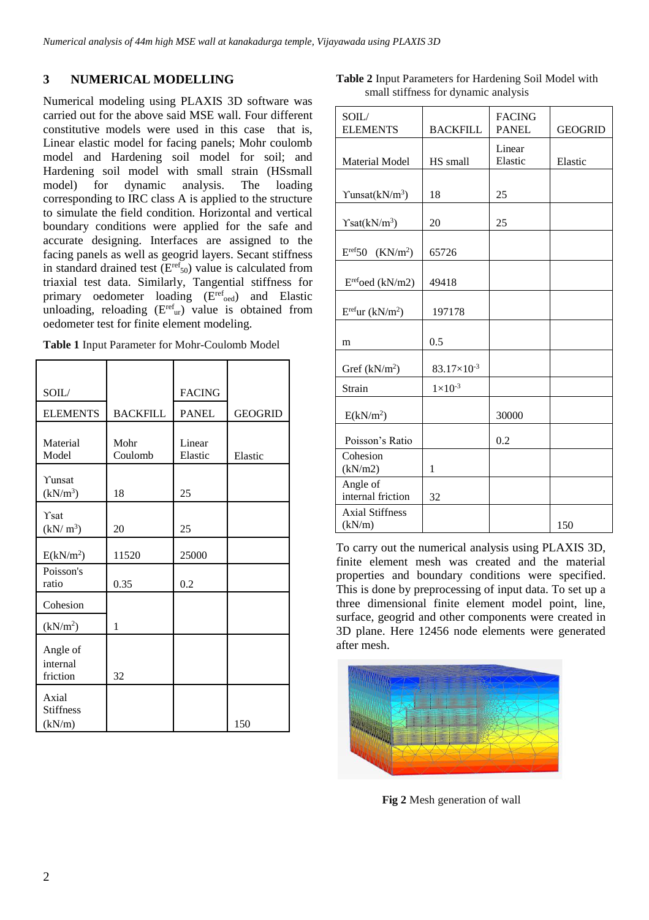## 3 NUMERICAL MODELLING

Numerical modeling using PLAXIS 3D software was carried out for the above said MSE wall. Four different constitutive models were used in this case that is, Linear elastic model for facing panels; Mohr coulomb model and Hardening soil model for soil; and Hardening soil model with small strain (HSsmall model) for dynamic analysis. The loading corresponding to IRC class A is applied to the structure to simulate the field condition. Horizontal and vertical boundary conditions were applied for the safe and accurate designing. Interfaces are assigned to the facing panels as well as geogrid layers. Secant stiffness in standard drained test ($E^{ref}_{50}$) value is calculated from triaxial test data. Similarly, Tangential stiffness for primary oedometer loading ($E^{ref}_{oed}$) and Elastic unloading, reloading ($E^{ref}_{ur}$) value is obtained from oedometer test for finite element modeling.

**Table 1** Input Parameter for Mohr-Coulomb Model

| SOIL/ ELEMENTS | BACKFILL | FACING PANEL | GEOGRID |
|---|---|---|---|
| Material Model | Mohr Coulomb | Linear Elastic | Elastic |
| ϒunsat (kN/m$^3$) | 18 | 25 | |
| ϒsat (kN/ m$^3$) | 20 | 25 | |
| E(kN/m$^2$) | 11520 | 25000 | |
| Poisson's ratio | 0.35 | 0.2 | |
| Cohesion (kN/m$^2$) | 1 | | |
| Angle of internal friction | 32 | | |
| Axial Stiffness (kN/m) | | | 150 |

**Table 2** Input Parameters for Hardening Soil Model with small stiffness for dynamic analysis

| SOIL/ ELEMENTS | BACKFILL | FACING PANEL | GEOGRID |
|---|---|---|---|
| Material Model | HS small | Linear Elastic | Elastic |
| ϒunsat(kN/m$^3$) | 18 | 25 | |
| ϒsat(kN/m$^3$) | 20 | 25 | |
| $E^{ref}$50 (KN/m$^2$) | 65726 | | |
| $E^{ref}$oed (kN/m2) | 49418 | | |
| $E^{ref}$ur (kN/m$^2$) | 197178 | | |
| m | 0.5 | | |
| Gref (kN/m$^2$) | $83.17\times10^{-3}$ | | |
| Strain | $1\times10^{-3}$ | | |
| E(kN/m$^2$) | | 30000 | |
| Poisson's Ratio | | 0.2 | |
| Cohesion (kN/m2) | 1 | | |
| Angle of internal friction | 32 | | |
| Axial Stiffness (kN/m) | | | 150 |

To carry out the numerical analysis using PLAXIS 3D, finite element mesh was created and the material properties and boundary conditions were specified. This is done by preprocessing of input data. To set up a three dimensional finite element model point, line, surface, geogrid and other components were created in 3D plane. Here 12456 node elements were generated after mesh.

**Fig 2** Mesh generation of wall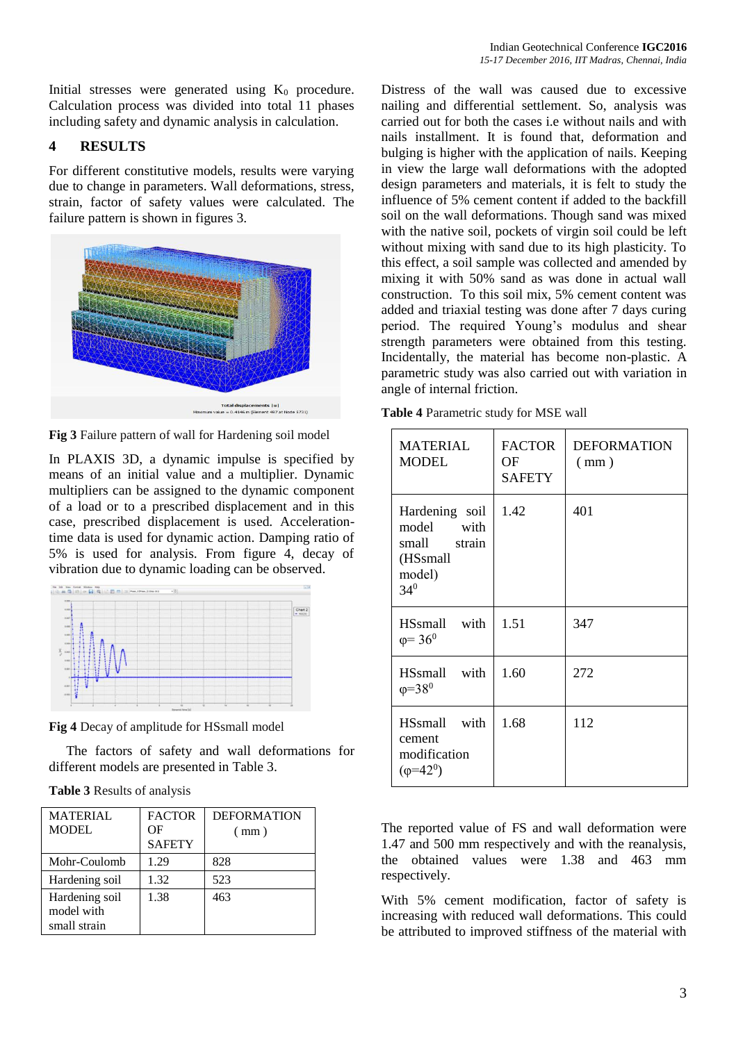Initial stresses were generated using $K_0$ procedure. Calculation process was divided into total 11 phases including safety and dynamic analysis in calculation.

## 4 RESULTS

For different constitutive models, results were varying due to change in parameters. Wall deformations, stress, strain, factor of safety values were calculated. The failure pattern is shown in figures 3.

**Fig 3** Failure pattern of wall for Hardening soil model

In PLAXIS 3D, a dynamic impulse is specified by means of an initial value and a multiplier. Dynamic multipliers can be assigned to the dynamic component of a load or to a prescribed displacement and in this case, prescribed displacement is used. Acceleration-time data is used for dynamic action. Damping ratio of 5% is used for analysis. From figure 4, decay of vibration due to dynamic loading can be observed.

**Fig 4** Decay of amplitude for HSsmall model

The factors of safety and wall deformations for different models are presented in Table 3.

**Table 3** Results of analysis

| MATERIAL MODEL | FACTOR OF SAFETY | DEFORMATION ( mm ) |
|---|---|---|
| Mohr-Coulomb | 1.29 | 828 |
| Hardening soil | 1.32 | 523 |
| Hardening soil model with small strain | 1.38 | 463 |

Distress of the wall was caused due to excessive nailing and differential settlement. So, analysis was carried out for both the cases i.e without nails and with nails installment. It is found that, deformation and bulging is higher with the application of nails. Keeping in view the large wall deformations with the adopted design parameters and materials, it is felt to study the influence of 5% cement content if added to the backfill soil on the wall deformations. Though sand was mixed with the native soil, pockets of virgin soil could be left without mixing with sand due to its high plasticity. To this effect, a soil sample was collected and amended by mixing it with 50% sand as was done in actual wall construction. To this soil mix, 5% cement content was added and triaxial testing was done after 7 days curing period. The required Young's modulus and shear strength parameters were obtained from this testing. Incidentally, the material has become non-plastic. A parametric study was also carried out with variation in angle of internal friction.

**Table 4** Parametric study for MSE wall

| MATERIAL MODEL | FACTOR OF SAFETY | DEFORMATION ( mm ) |
|---|---|---|
| Hardening soil model with small strain (HSsmall model) $34^0$ | 1.42 | 401 |
| HSsmall with $\varphi = 36^0$ | 1.51 | 347 |
| HSsmall with $\varphi = 38^0$ | 1.60 | 272 |
| HSsmall with cement modification ($\varphi = 42^0$) | 1.68 | 112 |

The reported value of FS and wall deformation were 1.47 and 500 mm respectively and with the reanalysis, the obtained values were 1.38 and 463 mm respectively.

With 5% cement modification, factor of safety is increasing with reduced wall deformations. This could be attributed to improved stiffness of the material with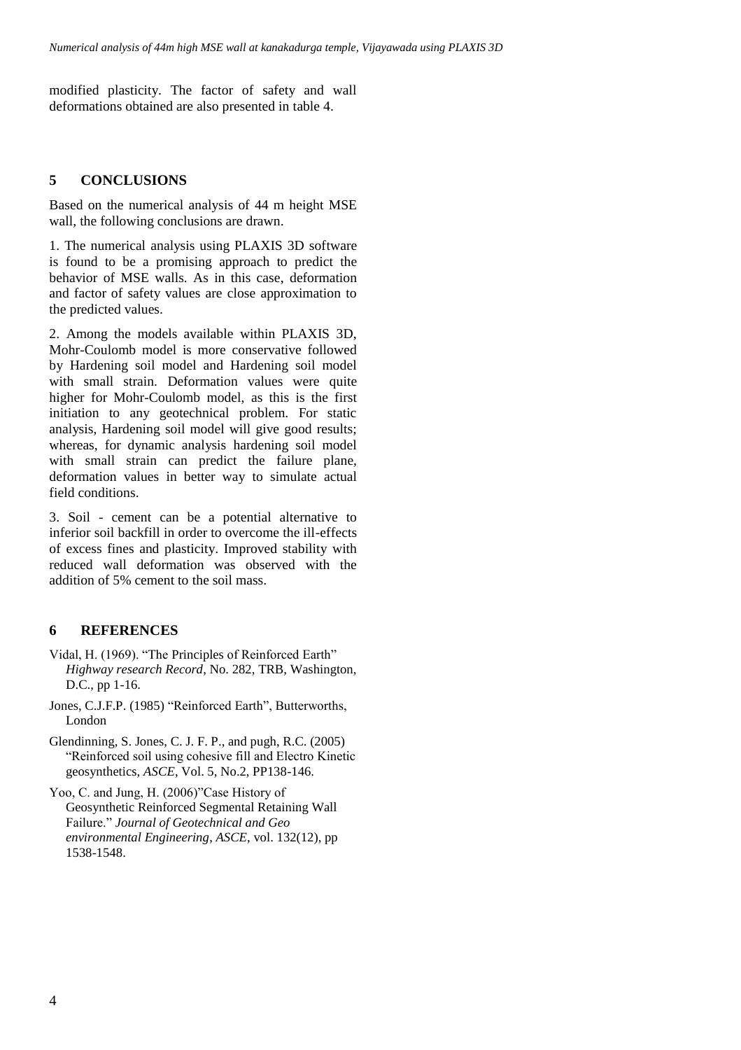modified plasticity. The factor of safety and wall deformations obtained are also presented in table 4.

## 5 CONCLUSIONS

Based on the numerical analysis of 44 m height MSE wall, the following conclusions are drawn.

1. The numerical analysis using PLAXIS 3D software is found to be a promising approach to predict the behavior of MSE walls. As in this case, deformation and factor of safety values are close approximation to the predicted values.

2. Among the models available within PLAXIS 3D, Mohr-Coulomb model is more conservative followed by Hardening soil model and Hardening soil model with small strain. Deformation values were quite higher for Mohr-Coulomb model, as this is the first initiation to any geotechnical problem. For static analysis, Hardening soil model will give good results; whereas, for dynamic analysis hardening soil model with small strain can predict the failure plane, deformation values in better way to simulate actual field conditions.

3. Soil - cement can be a potential alternative to inferior soil backfill in order to overcome the ill-effects of excess fines and plasticity. Improved stability with reduced wall deformation was observed with the addition of 5% cement to the soil mass.

## 6 REFERENCES

Vidal, H. (1969). "The Principles of Reinforced Earth" *Highway research Record*, No. 282, TRB, Washington, D.C., pp 1-16.

Jones, C.J.F.P. (1985) "Reinforced Earth", Butterworths, London

Glendinning, S. Jones, C. J. F. P., and pugh, R.C. (2005) "Reinforced soil using cohesive fill and Electro Kinetic geosynthetics, *ASCE*, Vol. 5, No.2, PP138-146.

Yoo, C. and Jung, H. (2006)"Case History of Geosynthetic Reinforced Segmental Retaining Wall Failure." *Journal of Geotechnical and Geo environmental Engineering*, *ASCE*, vol. 132(12), pp 1538-1548.